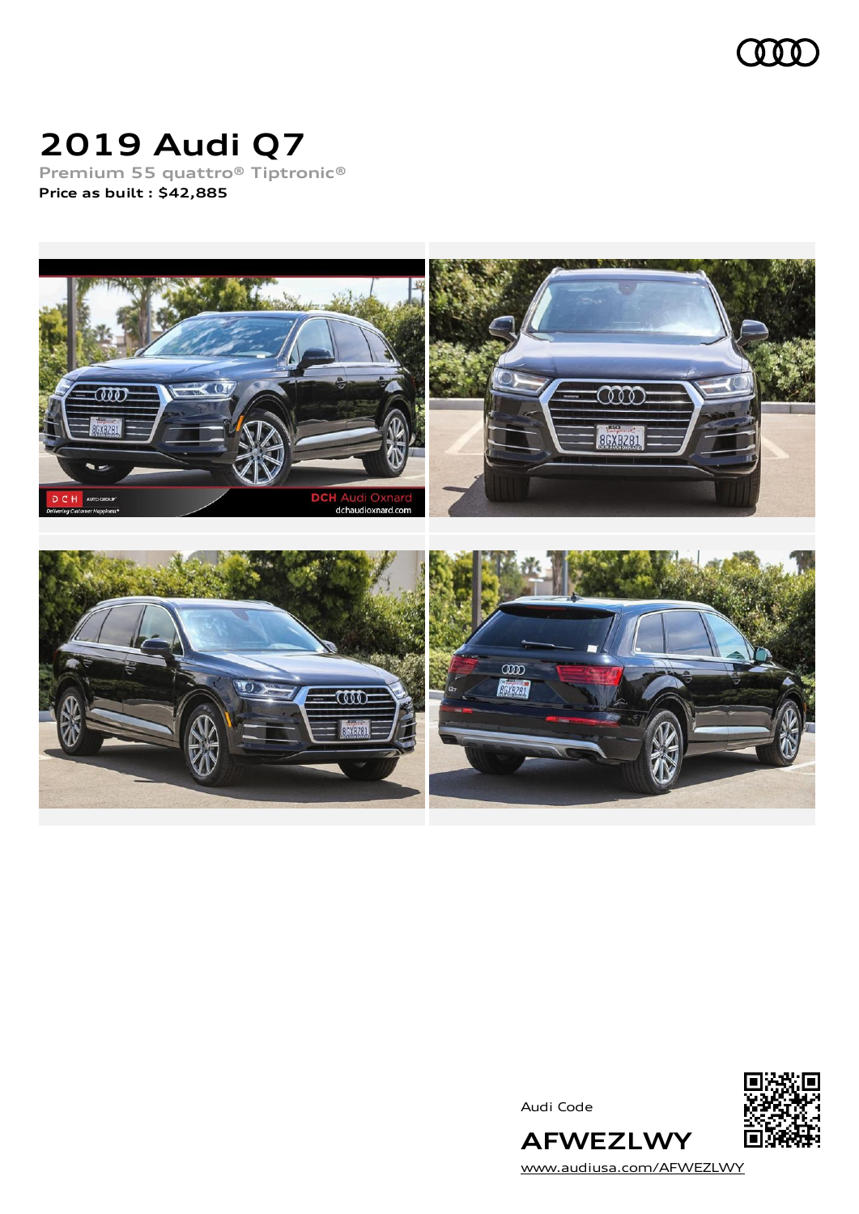# 2019 Audi Q7

**Premium 55 quattro® Tiptronic®**

**Price as built : $42,885**

Audi Code

**AFWEZLWY**

www.audiusa.com/AFWEZLWY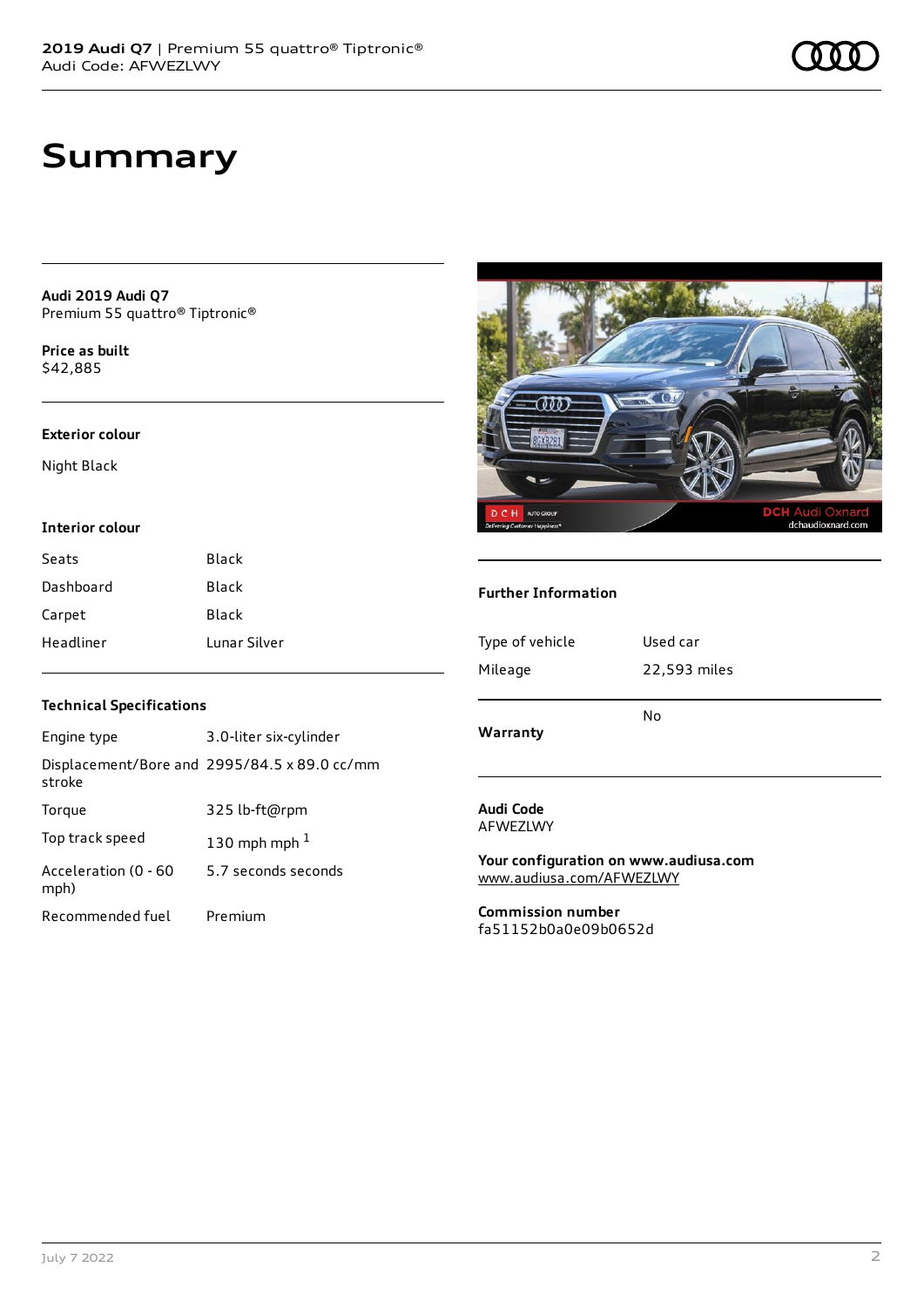# Summary

**Audi 2019 Audi Q7**
Premium 55 quattro® Tiptronic®

**Price as built**
$42,885

### Exterior colour

Night Black

### Interior colour

| | |
|---|---|
| Seats | Black |
| Dashboard | Black |
| Carpet | Black |
| Headliner | Lunar Silver |

### Technical Specifications

| | |
|---|---|
| Engine type | 3.0-liter six-cylinder |
| Displacement/Bore and stroke | 2995/84.5 x 89.0 cc/mm |
| Torque | 325 lb-ft@rpm |
| Top track speed | 130 mph mph [1] |
| Acceleration (0 - 60 mph) | 5.7 seconds seconds |
| Recommended fuel | Premium |

### Further Information

| | |
|---|---|
| Type of vehicle | Used car |
| Mileage | 22,593 miles |
| **Warranty** | No |

**Audi Code**
AFWEZLWY

**Your configuration on www.audiusa.com**
www.audiusa.com/AFWEZLWY

**Commission number**
fa51152b0a0e09b0652d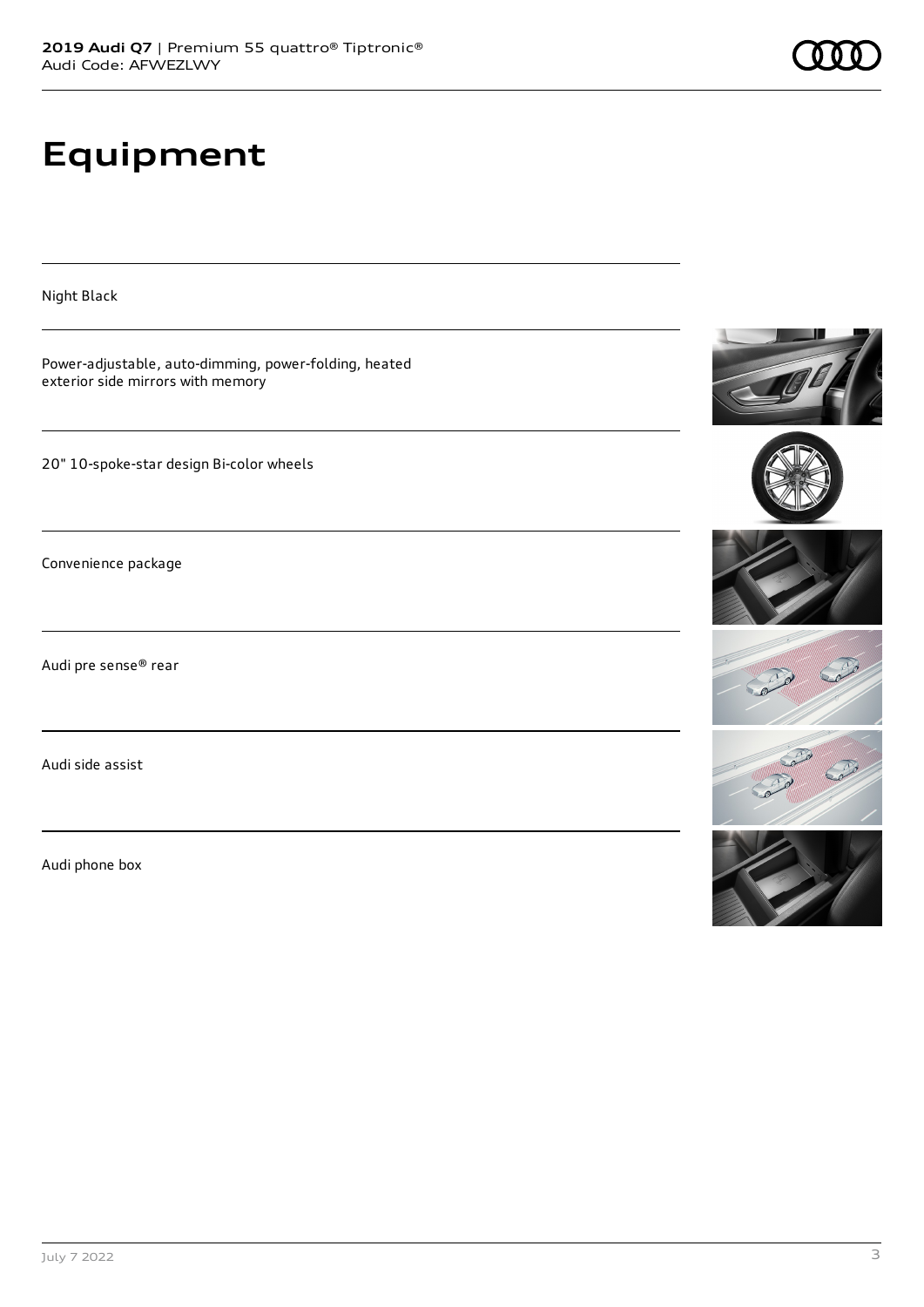# Equipment

Night Black

Power-adjustable, auto-dimming, power-folding, heated exterior side mirrors with memory

20" 10-spoke-star design Bi-color wheels

Convenience package

Audi pre sense® rear

Audi side assist

Audi phone box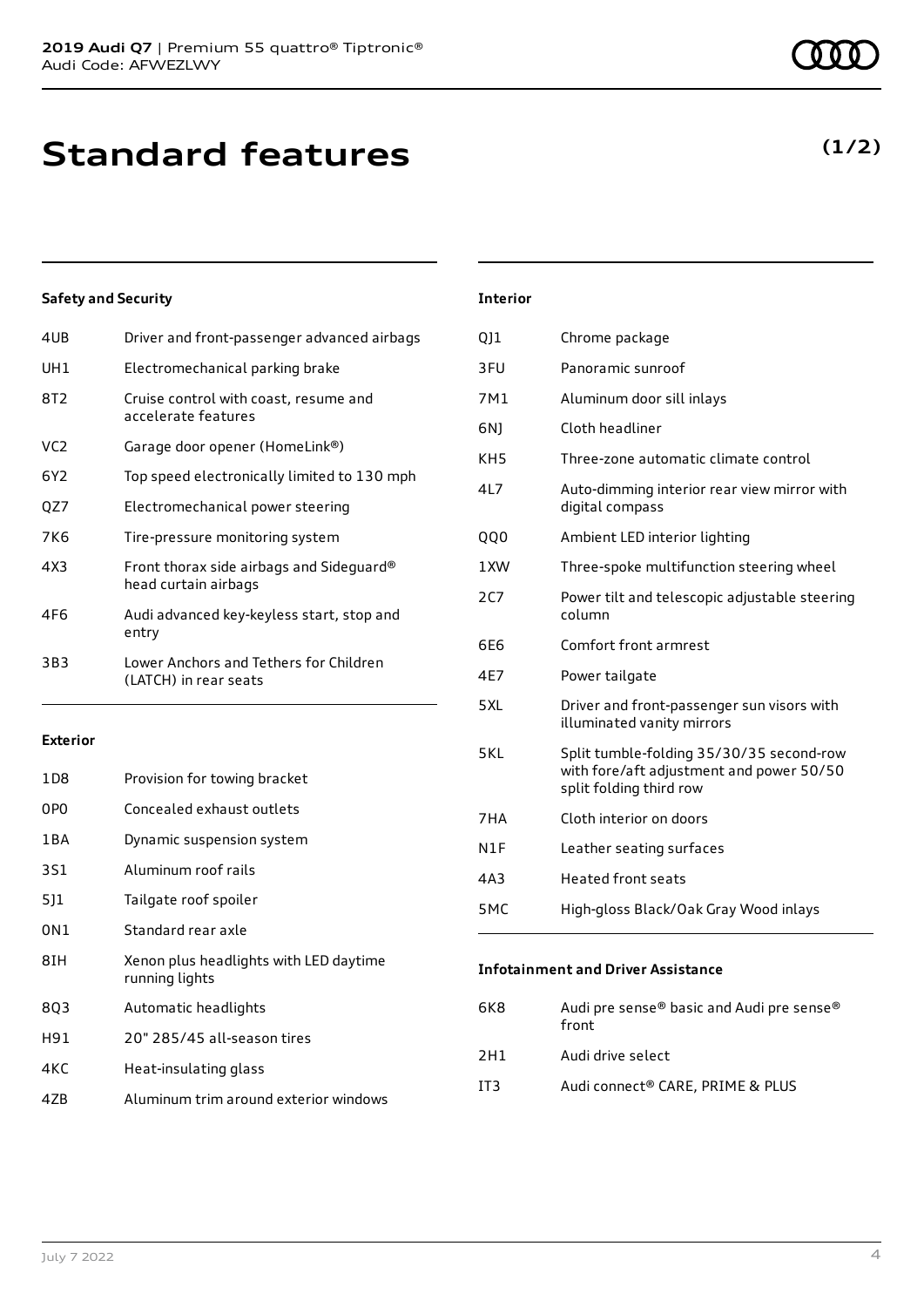# Standard features

**(1/2)**

### Safety and Security

| | |
|---|---|
| 4UB | Driver and front-passenger advanced airbags |
| UH1 | Electromechanical parking brake |
| 8T2 | Cruise control with coast, resume and accelerate features |
| VC2 | Garage door opener (HomeLink®) |
| 6Y2 | Top speed electronically limited to 130 mph |
| QZ7 | Electromechanical power steering |
| 7K6 | Tire-pressure monitoring system |
| 4X3 | Front thorax side airbags and Sideguard® head curtain airbags |
| 4F6 | Audi advanced key-keyless start, stop and entry |
| 3B3 | Lower Anchors and Tethers for Children (LATCH) in rear seats |

### Exterior

| | |
|---|---|
| 1D8 | Provision for towing bracket |
| 0P0 | Concealed exhaust outlets |
| 1BA | Dynamic suspension system |
| 3S1 | Aluminum roof rails |
| 5J1 | Tailgate roof spoiler |
| 0N1 | Standard rear axle |
| 8IH | Xenon plus headlights with LED daytime running lights |
| 8Q3 | Automatic headlights |
| H91 | 20" 285/45 all-season tires |
| 4KC | Heat-insulating glass |
| 4ZB | Aluminum trim around exterior windows |

### Interior

| | |
|---|---|
| QJ1 | Chrome package |
| 3FU | Panoramic sunroof |
| 7M1 | Aluminum door sill inlays |
| 6NJ | Cloth headliner |
| KH5 | Three-zone automatic climate control |
| 4L7 | Auto-dimming interior rear view mirror with digital compass |
| QQ0 | Ambient LED interior lighting |
| 1XW | Three-spoke multifunction steering wheel |
| 2C7 | Power tilt and telescopic adjustable steering column |
| 6E6 | Comfort front armrest |
| 4E7 | Power tailgate |
| 5XL | Driver and front-passenger sun visors with illuminated vanity mirrors |
| 5KL | Split tumble-folding 35/30/35 second-row with fore/aft adjustment and power 50/50 split folding third row |
| 7HA | Cloth interior on doors |
| N1F | Leather seating surfaces |
| 4A3 | Heated front seats |
| 5MC | High-gloss Black/Oak Gray Wood inlays |

### Infotainment and Driver Assistance

| | |
|---|---|
| 6K8 | Audi pre sense® basic and Audi pre sense® front |
| 2H1 | Audi drive select |
| IT3 | Audi connect® CARE, PRIME & PLUS |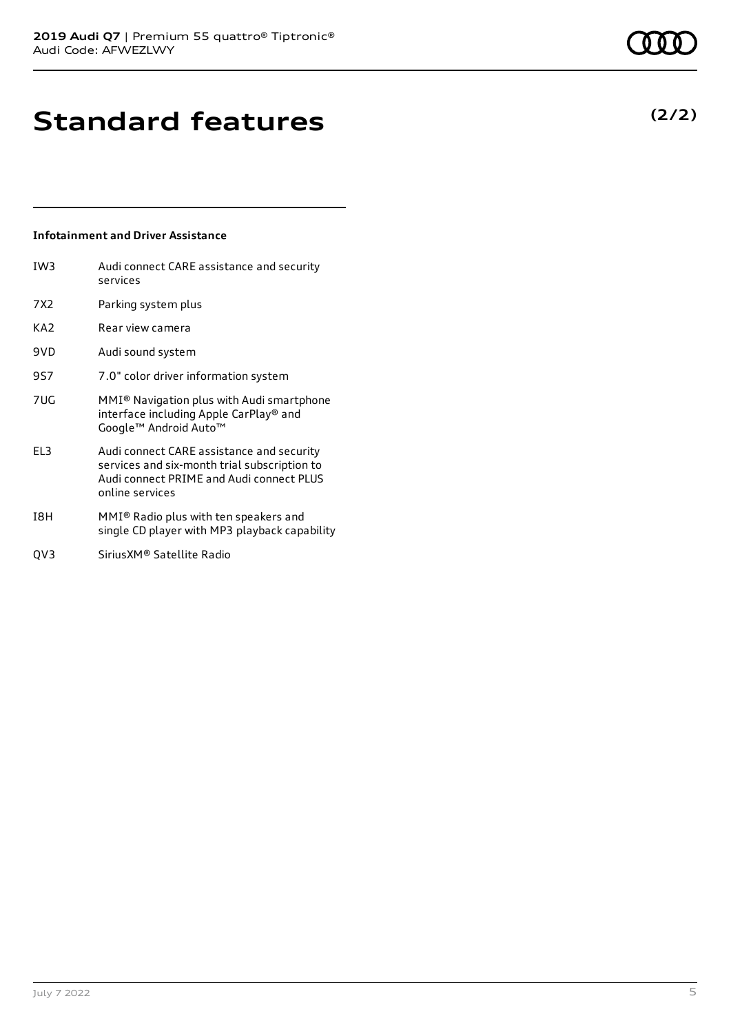# Standard features

**(2/2)**

### Infotainment and Driver Assistance

| | |
|---|---|
| IW3 | Audi connect CARE assistance and security services |
| 7X2 | Parking system plus |
| KA2 | Rear view camera |
| 9VD | Audi sound system |
| 9S7 | 7.0" color driver information system |
| 7UG | MMI® Navigation plus with Audi smartphone interface including Apple CarPlay® and Google™ Android Auto™ |
| EL3 | Audi connect CARE assistance and security services and six-month trial subscription to Audi connect PRIME and Audi connect PLUS online services |
| I8H | MMI® Radio plus with ten speakers and single CD player with MP3 playback capability |
| QV3 | SiriusXM® Satellite Radio |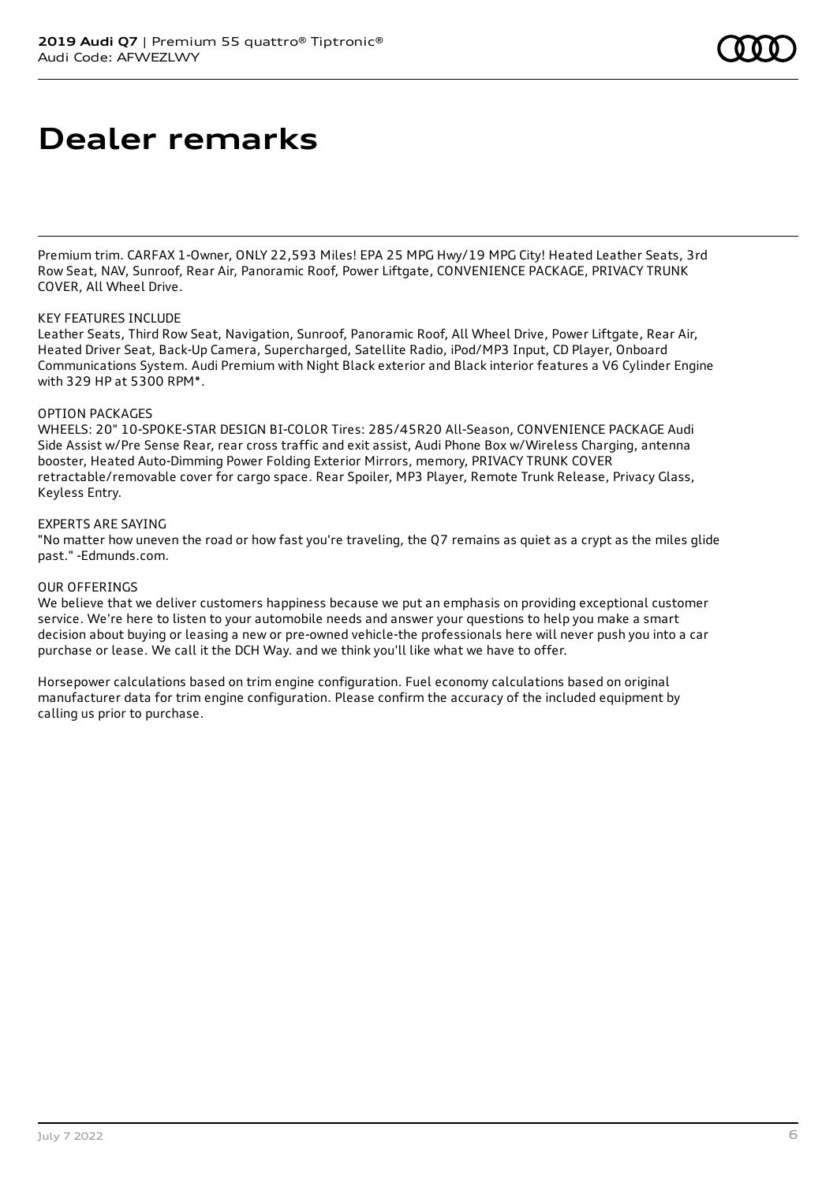# Dealer remarks

Premium trim. CARFAX 1-Owner, ONLY 22,593 Miles! EPA 25 MPG Hwy/19 MPG City! Heated Leather Seats, 3rd Row Seat, NAV, Sunroof, Rear Air, Panoramic Roof, Power Liftgate, CONVENIENCE PACKAGE, PRIVACY TRUNK COVER, All Wheel Drive.

KEY FEATURES INCLUDE
Leather Seats, Third Row Seat, Navigation, Sunroof, Panoramic Roof, All Wheel Drive, Power Liftgate, Rear Air, Heated Driver Seat, Back-Up Camera, Supercharged, Satellite Radio, iPod/MP3 Input, CD Player, Onboard Communications System. Audi Premium with Night Black exterior and Black interior features a V6 Cylinder Engine with 329 HP at 5300 RPM*.

OPTION PACKAGES
WHEELS: 20" 10-SPOKE-STAR DESIGN BI-COLOR Tires: 285/45R20 All-Season, CONVENIENCE PACKAGE Audi Side Assist w/Pre Sense Rear, rear cross traffic and exit assist, Audi Phone Box w/Wireless Charging, antenna booster, Heated Auto-Dimming Power Folding Exterior Mirrors, memory, PRIVACY TRUNK COVER retractable/removable cover for cargo space. Rear Spoiler, MP3 Player, Remote Trunk Release, Privacy Glass, Keyless Entry.

EXPERTS ARE SAYING
"No matter how uneven the road or how fast you're traveling, the Q7 remains as quiet as a crypt as the miles glide past." -Edmunds.com.

OUR OFFERINGS
We believe that we deliver customers happiness because we put an emphasis on providing exceptional customer service. We're here to listen to your automobile needs and answer your questions to help you make a smart decision about buying or leasing a new or pre-owned vehicle-the professionals here will never push you into a car purchase or lease. We call it the DCH Way. and we think you'll like what we have to offer.

Horsepower calculations based on trim engine configuration. Fuel economy calculations based on original manufacturer data for trim engine configuration. Please confirm the accuracy of the included equipment by calling us prior to purchase.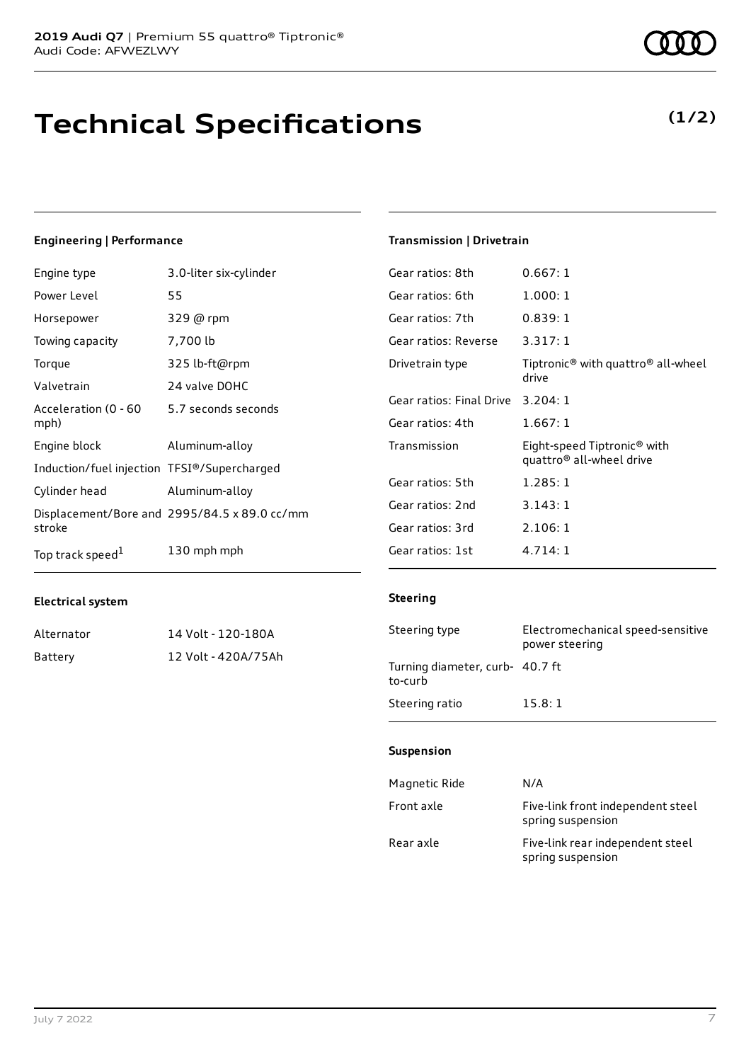# Technical Specifications

**(1/2)**

### Engineering | Performance

| | |
|---|---|
| Engine type | 3.0-liter six-cylinder |
| Power Level | 55 |
| Horsepower | 329 @ rpm |
| Towing capacity | 7,700 lb |
| Torque | 325 lb-ft@rpm |
| Valvetrain | 24 valve DOHC |
| Acceleration (0 - 60 mph) | 5.7 seconds seconds |
| Engine block | Aluminum-alloy |
| Induction/fuel injection | TFSI®/Supercharged |
| Cylinder head | Aluminum-alloy |
| Displacement/Bore and stroke | 2995/84.5 x 89.0 cc/mm |
| Top track speed[1] | 130 mph mph |

### Electrical system

| | |
|---|---|
| Alternator | 14 Volt - 120-180A |
| Battery | 12 Volt - 420A/75Ah |

### Transmission | Drivetrain

| | |
|---|---|
| Gear ratios: 8th | 0.667: 1 |
| Gear ratios: 6th | 1.000: 1 |
| Gear ratios: 7th | 0.839: 1 |
| Gear ratios: Reverse | 3.317: 1 |
| Drivetrain type | Tiptronic® with quattro® all-wheel drive |
| Gear ratios: Final Drive | 3.204: 1 |
| Gear ratios: 4th | 1.667: 1 |
| Transmission | Eight-speed Tiptronic® with quattro® all-wheel drive |
| Gear ratios: 5th | 1.285: 1 |
| Gear ratios: 2nd | 3.143: 1 |
| Gear ratios: 3rd | 2.106: 1 |
| Gear ratios: 1st | 4.714: 1 |

### Steering

| | |
|---|---|
| Steering type | Electromechanical speed-sensitive power steering |
| Turning diameter, curb-to-curb | 40.7 ft |
| Steering ratio | 15.8: 1 |

### Suspension

| | |
|---|---|
| Magnetic Ride | N/A |
| Front axle | Five-link front independent steel spring suspension |
| Rear axle | Five-link rear independent steel spring suspension |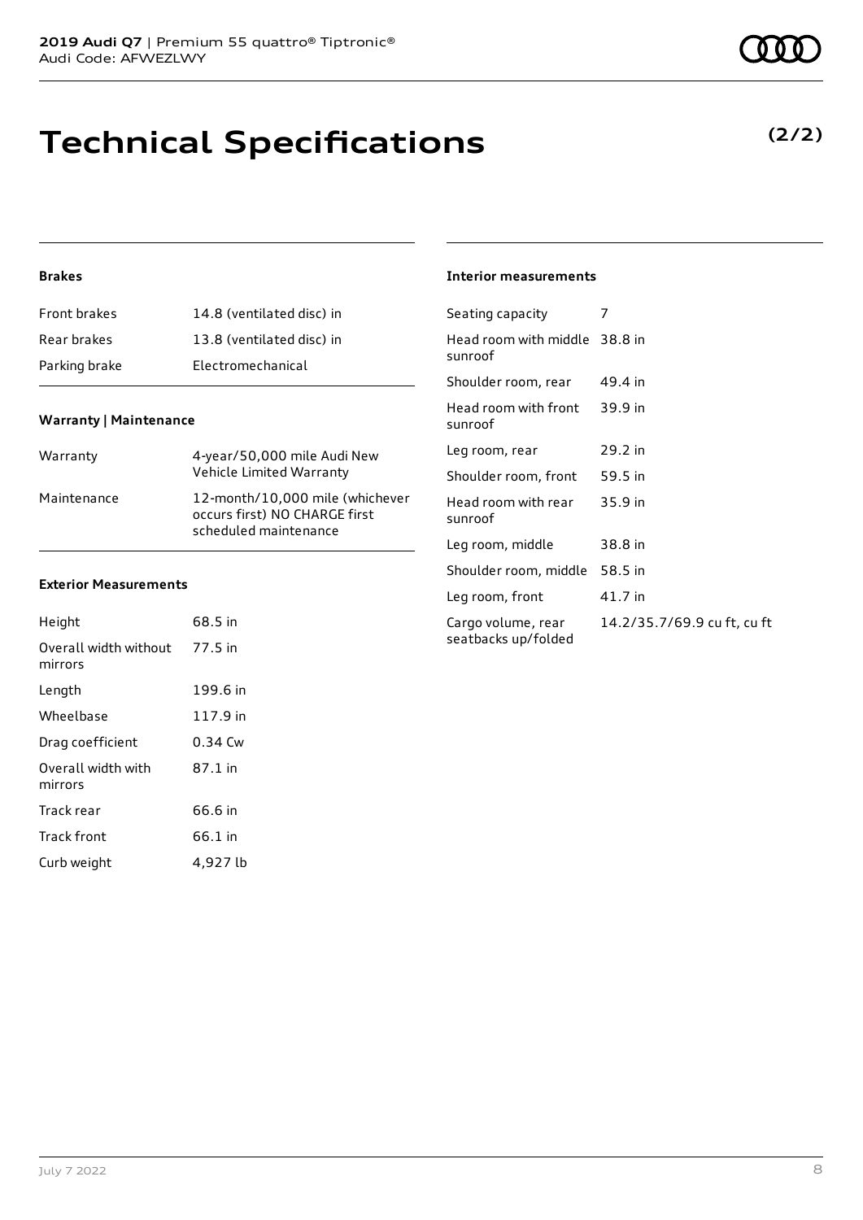# Technical Specifications

**(2/2)**

#### Brakes

| | |
|---|---|
| Front brakes | 14.8 (ventilated disc) in |
| Rear brakes | 13.8 (ventilated disc) in |
| Parking brake | Electromechanical |

#### Warranty | Maintenance

| | |
|---|---|
| Warranty | 4-year/50,000 mile Audi New Vehicle Limited Warranty |
| Maintenance | 12-month/10,000 mile (whichever occurs first) NO CHARGE first scheduled maintenance |

#### Exterior Measurements

| | |
|---|---|
| Height | 68.5 in |
| Overall width without mirrors | 77.5 in |
| Length | 199.6 in |
| Wheelbase | 117.9 in |
| Drag coefficient | 0.34 Cw |
| Overall width with mirrors | 87.1 in |
| Track rear | 66.6 in |
| Track front | 66.1 in |
| Curb weight | 4,927 lb |

#### Interior measurements

| | |
|---|---|
| Seating capacity | 7 |
| Head room with middle sunroof | 38.8 in |
| Shoulder room, rear | 49.4 in |
| Head room with front sunroof | 39.9 in |
| Leg room, rear | 29.2 in |
| Shoulder room, front | 59.5 in |
| Head room with rear sunroof | 35.9 in |
| Leg room, middle | 38.8 in |
| Shoulder room, middle | 58.5 in |
| Leg room, front | 41.7 in |
| Cargo volume, rear seatbacks up/folded | 14.2/35.7/69.9 cu ft, cu ft |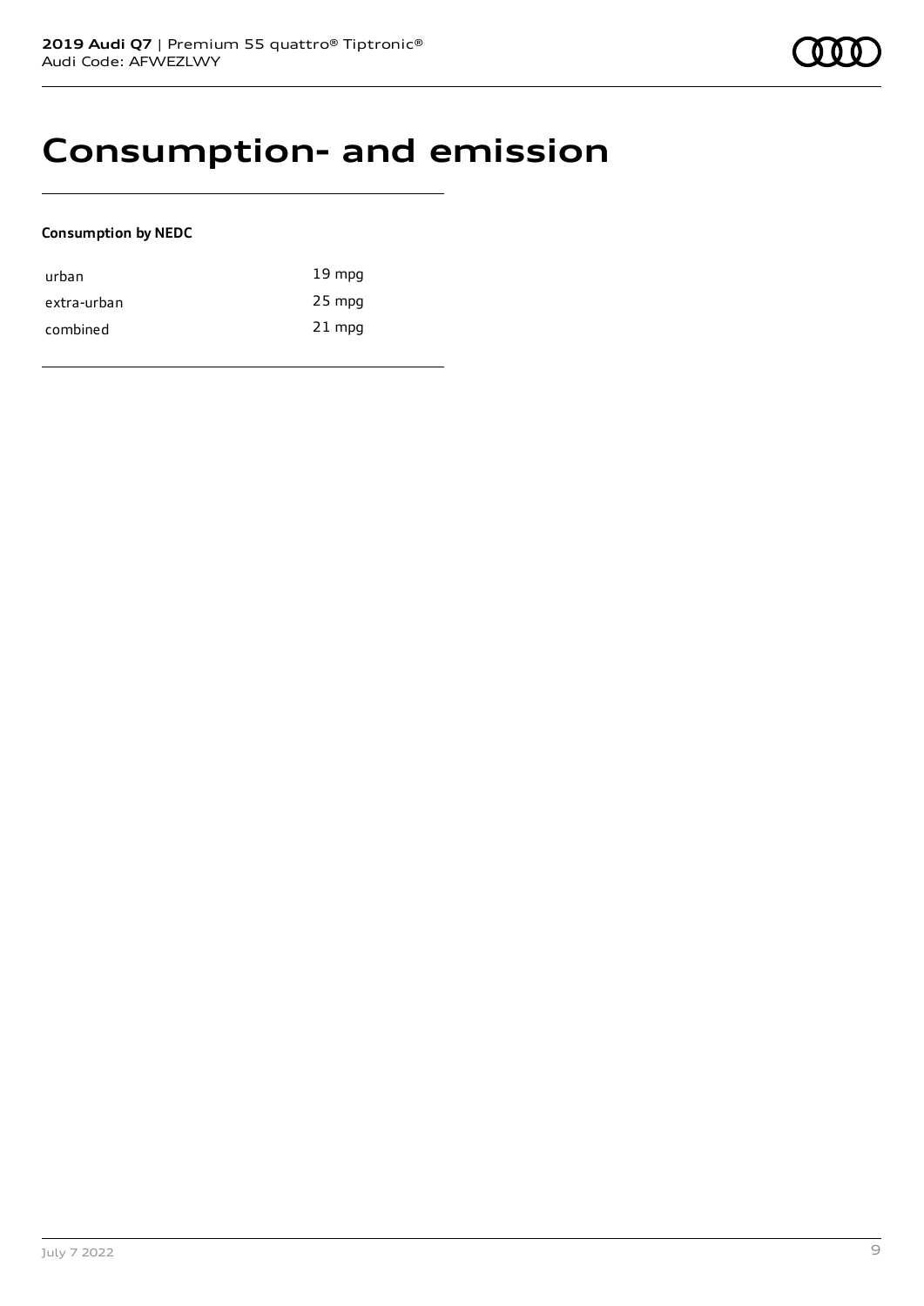# Consumption- and emission

**Consumption by NEDC**

| | |
|---|---|
| urban | 19 mpg |
| extra-urban | 25 mpg |
| combined | 21 mpg |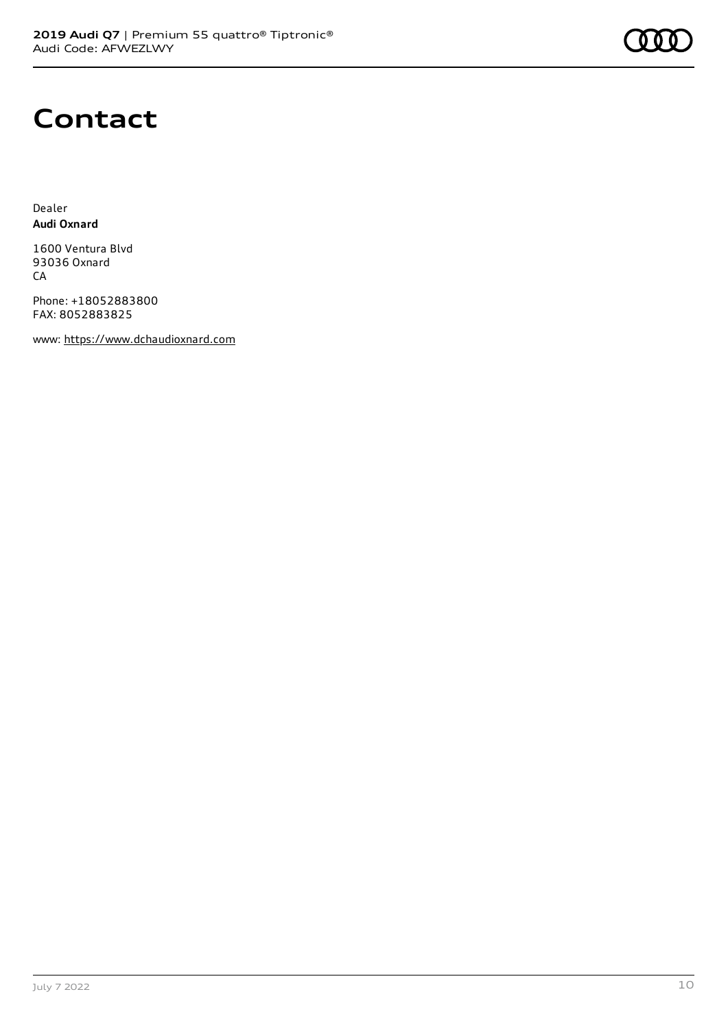# Contact

Dealer
**Audi Oxnard**

1600 Ventura Blvd
93036 Oxnard
CA

Phone: +18052883800
FAX: 8052883825

www: https://www.dchaudioxnard.com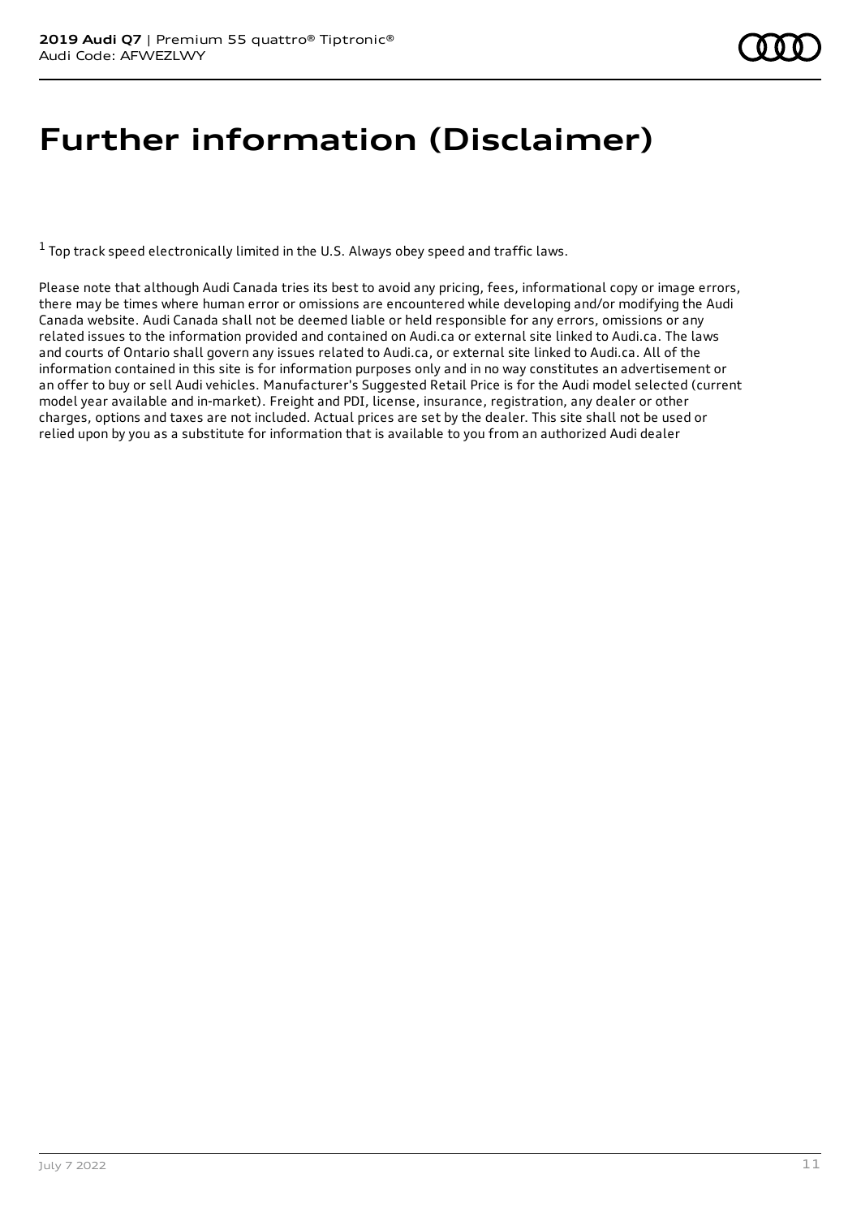# Further information (Disclaimer)

[1] Top track speed electronically limited in the U.S. Always obey speed and traffic laws.

Please note that although Audi Canada tries its best to avoid any pricing, fees, informational copy or image errors, there may be times where human error or omissions are encountered while developing and/or modifying the Audi Canada website. Audi Canada shall not be deemed liable or held responsible for any errors, omissions or any related issues to the information provided and contained on Audi.ca or external site linked to Audi.ca. The laws and courts of Ontario shall govern any issues related to Audi.ca, or external site linked to Audi.ca. All of the information contained in this site is for information purposes only and in no way constitutes an advertisement or an offer to buy or sell Audi vehicles. Manufacturer's Suggested Retail Price is for the Audi model selected (current model year available and in-market). Freight and PDI, license, insurance, registration, any dealer or other charges, options and taxes are not included. Actual prices are set by the dealer. This site shall not be used or relied upon by you as a substitute for information that is available to you from an authorized Audi dealer